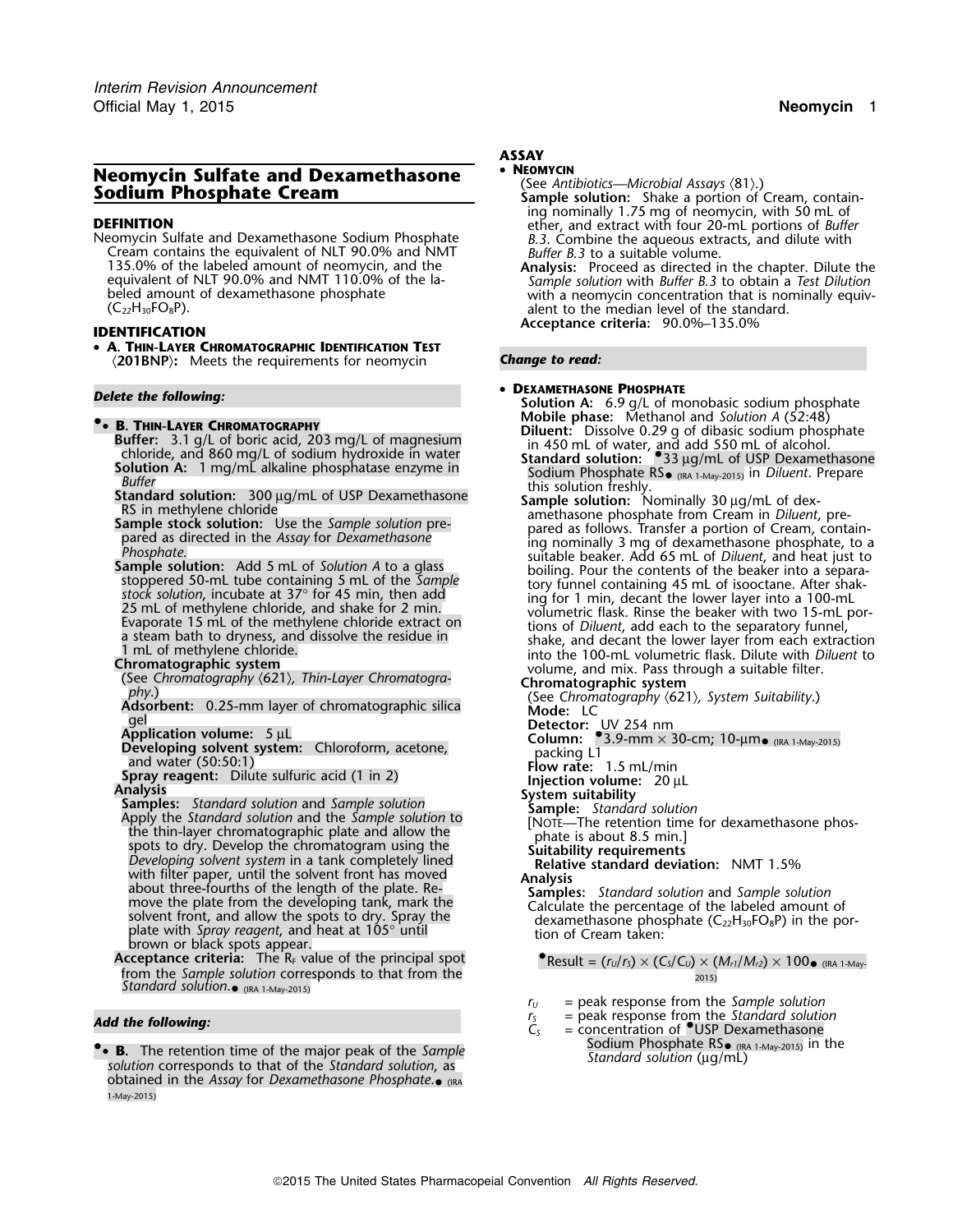# Neomycin Sulfate and Dexamethasone Sodium Phosphate Cream

## DEFINITION

Neomycin Sulfate and Dexamethasone Sodium Phosphate Cream contains the equivalent of NLT 90.0% and NMT 135.0% of the labeled amount of neomycin, and the equivalent of NLT 90.0% and NMT 110.0% of the labeled amount of dexamethasone phosphate ($C_{22}H_{30}FO_8P$).

## IDENTIFICATION

- **A. Thin-Layer Chromatographic Identification Test** ⟨201BNP⟩**:** Meets the requirements for neomycin

***Delete the following:***

- ●**B. Thin-Layer Chromatography**

  **Buffer:** 3.1 g/L of boric acid, 203 mg/L of magnesium chloride, and 860 mg/L of sodium hydroxide in water

  **Solution A:** 1 mg/mL alkaline phosphatase enzyme in *Buffer*

  **Standard solution:** 300 µg/mL of USP Dexamethasone RS in methylene chloride

  **Sample stock solution:** Use the *Sample solution* prepared as directed in the *Assay* for *Dexamethasone Phosphate*.

  **Sample solution:** Add 5 mL of *Solution A* to a glass stoppered 50-mL tube containing 5 mL of the *Sample stock solution*, incubate at 37° for 45 min, then add 25 mL of methylene chloride, and shake for 2 min. Evaporate 15 mL of the methylene chloride extract on a steam bath to dryness, and dissolve the residue in 1 mL of methylene chloride.

  **Chromatographic system**

  (See *Chromatography* ⟨621⟩, *Thin-Layer Chromatography*.)

  **Adsorbent:** 0.25-mm layer of chromatographic silica gel

  **Application volume:** 5 µL

  **Developing solvent system:** Chloroform, acetone, and water (50:50:1)

  **Spray reagent:** Dilute sulfuric acid (1 in 2)

  **Analysis**

  **Samples:** *Standard solution* and *Sample solution*

  Apply the *Standard solution* and the *Sample solution* to the thin-layer chromatographic plate and allow the spots to dry. Develop the chromatogram using the *Developing solvent system* in a tank completely lined with filter paper, until the solvent front has moved about three-fourths of the length of the plate. Remove the plate from the developing tank, mark the solvent front, and allow the spots to dry. Spray the plate with *Spray reagent*, and heat at 105° until brown or black spots appear.

  **Acceptance criteria:** The $R_F$ value of the principal spot from the *Sample solution* corresponds to that from the *Standard solution*.● (IRA 1-May-2015)

***Add the following:***

- ●**B.** The retention time of the major peak of the *Sample solution* corresponds to that of the *Standard solution*, as obtained in the *Assay* for *Dexamethasone Phosphate*.● (IRA 1-May-2015)

## ASSAY

- **Neomycin**

  (See *Antibiotics—Microbial Assays* ⟨81⟩.)

  **Sample solution:** Shake a portion of Cream, containing nominally 1.75 mg of neomycin, with 50 mL of ether, and extract with four 20-mL portions of *Buffer B.3*. Combine the aqueous extracts, and dilute with *Buffer B.3* to a suitable volume.

  **Analysis:** Proceed as directed in the chapter. Dilute the *Sample solution* with *Buffer B.3* to obtain a *Test Dilution* with a neomycin concentration that is nominally equivalent to the median level of the standard.

  **Acceptance criteria:** 90.0%–135.0%

***Change to read:***

- **Dexamethasone Phosphate**

  **Solution A:** 6.9 g/L of monobasic sodium phosphate

  **Mobile phase:** Methanol and *Solution A* (52:48)

  **Diluent:** Dissolve 0.29 g of dibasic sodium phosphate in 450 mL of water, and add 550 mL of alcohol.

  **Standard solution:** ●33 µg/mL of USP Dexamethasone Sodium Phosphate RS● (IRA 1-May-2015) in *Diluent*. Prepare this solution freshly.

  **Sample solution:** Nominally 30 µg/mL of dexamethasone phosphate from Cream in *Diluent*, prepared as follows. Transfer a portion of Cream, containing nominally 3 mg of dexamethasone phosphate, to a suitable beaker. Add 65 mL of *Diluent*, and heat just to boiling. Pour the contents of the beaker into a separatory funnel containing 45 mL of isooctane. After shaking for 1 min, decant the lower layer into a 100-mL volumetric flask. Rinse the beaker with two 15-mL portions of *Diluent*, add each to the separatory funnel, shake, and decant the lower layer from each extraction into the 100-mL volumetric flask. Dilute with *Diluent* to volume, and mix. Pass through a suitable filter.

  **Chromatographic system**

  (See *Chromatography* ⟨621⟩, *System Suitability*.)

  **Mode:** LC

  **Detector:** UV 254 nm

  **Column:** ●3.9-mm × 30-cm; 10-µm● (IRA 1-May-2015) packing L1

  **Flow rate:** 1.5 mL/min

  **Injection volume:** 20 µL

  **System suitability**

  **Sample:** *Standard solution*

  [Note—The retention time for dexamethasone phosphate is about 8.5 min.]

  **Suitability requirements**

  **Relative standard deviation:** NMT 1.5%

  **Analysis**

  **Samples:** *Standard solution* and *Sample solution*

  Calculate the percentage of the labeled amount of dexamethasone phosphate ($C_{22}H_{30}FO_8P$) in the portion of Cream taken:

  ●Result = $(r_U/r_S) \times (C_S/C_U) \times (M_{r1}/M_{r2}) \times 100$● (IRA 1-May-2015)

  $r_U$ = peak response from the *Sample solution*

  $r_S$ = peak response from the *Standard solution*

  $C_S$ = concentration of ●USP Dexamethasone Sodium Phosphate RS● (IRA 1-May-2015) in the *Standard solution* (µg/mL)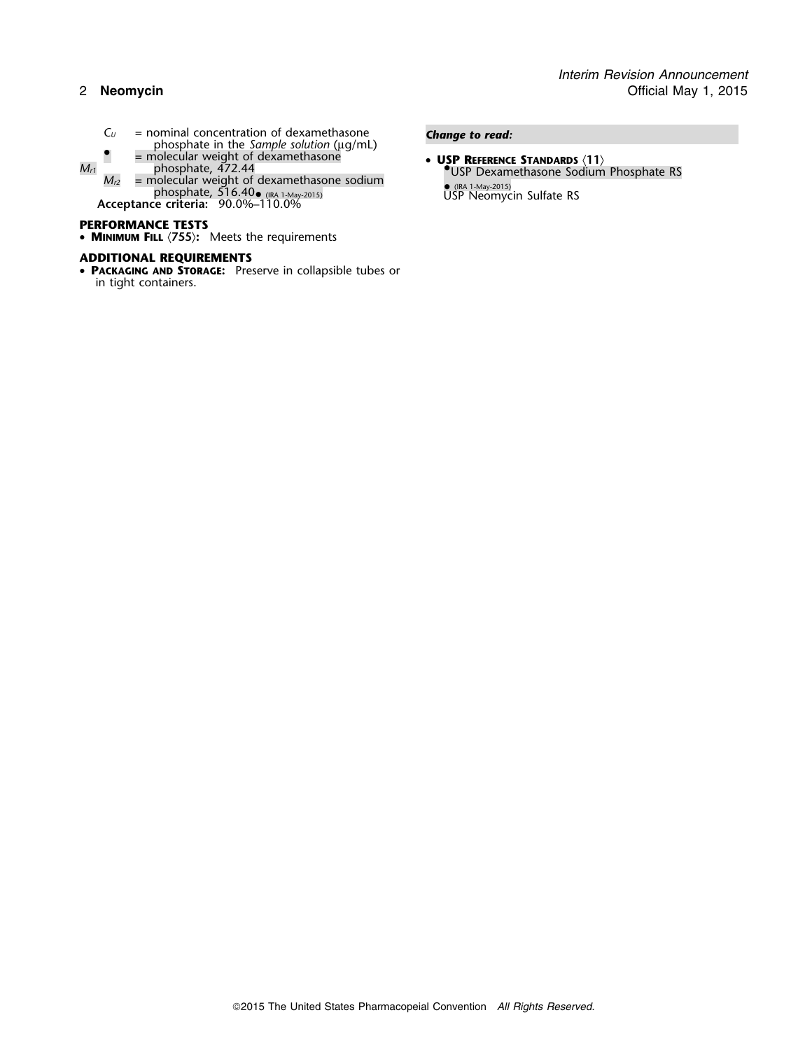$C_U$ = nominal concentration of dexamethasone phosphate in the *Sample solution* (µg/mL)

● $M_{r1}$ = molecular weight of dexamethasone phosphate, 472.44

$M_{r2}$ = molecular weight of dexamethasone sodium phosphate, 516.40● (IRA 1-May-2015)

**Acceptance criteria:** 90.0%–110.0%

**PERFORMANCE TESTS**

- **Minimum Fill** ⟨755⟩**:** Meets the requirements

**ADDITIONAL REQUIREMENTS**

- **Packaging and Storage:** Preserve in collapsible tubes or in tight containers.

***Change to read:***

- **USP Reference Standards** ⟨11⟩

  ●USP Dexamethasone Sodium Phosphate RS
  ● (IRA 1-May-2015)

  USP Neomycin Sulfate RS